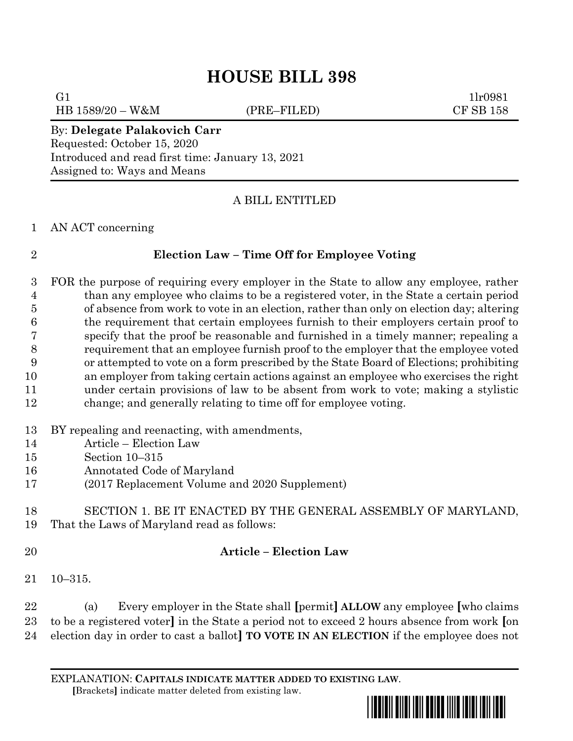# HOUSE BILL 398

G1 1lr0981
HB 1589/20 – W&M (PRE–FILED) CF SB 158

By: **Delegate Palakovich Carr**
Requested: October 15, 2020
Introduced and read first time: January 13, 2021
Assigned to: Ways and Means

A BILL ENTITLED

AN ACT concerning

## Election Law – Time Off for Employee Voting

FOR the purpose of requiring every employer in the State to allow any employee, rather than any employee who claims to be a registered voter, in the State a certain period of absence from work to vote in an election, rather than only on election day; altering the requirement that certain employees furnish to their employers certain proof to specify that the proof be reasonable and furnished in a timely manner; repealing a requirement that an employee furnish proof to the employer that the employee voted or attempted to vote on a form prescribed by the State Board of Elections; prohibiting an employer from taking certain actions against an employee who exercises the right under certain provisions of law to be absent from work to vote; making a stylistic change; and generally relating to time off for employee voting.

BY repealing and reenacting, with amendments,
Article – Election Law
Section 10–315
Annotated Code of Maryland
(2017 Replacement Volume and 2020 Supplement)

SECTION 1. BE IT ENACTED BY THE GENERAL ASSEMBLY OF MARYLAND, That the Laws of Maryland read as follows:

**Article – Election Law**

10–315.

(a) Every employer in the State shall **[**permit**]** **ALLOW** any employee **[**who claims to be a registered voter**]** in the State a period not to exceed 2 hours absence from work **[**on election day in order to cast a ballot**]** **TO VOTE IN AN ELECTION** if the employee does not

EXPLANATION: **CAPITALS INDICATE MATTER ADDED TO EXISTING LAW**.
**[**Brackets**]** indicate matter deleted from existing law.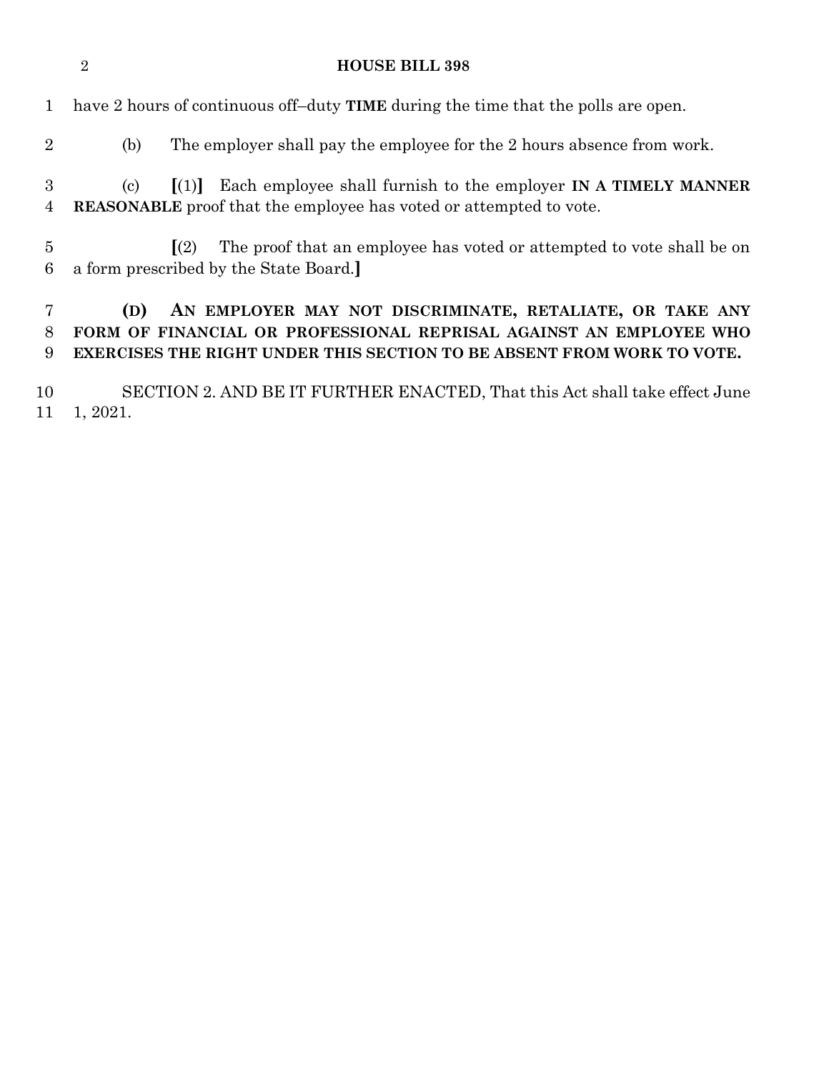have 2 hours of continuous off–duty **TIME** during the time that the polls are open.

(b) The employer shall pay the employee for the 2 hours absence from work.

(c) **[**(1)**]** Each employee shall furnish to the employer **IN A TIMELY MANNER REASONABLE** proof that the employee has voted or attempted to vote.

**[**(2) The proof that an employee has voted or attempted to vote shall be on a form prescribed by the State Board.**]**

**(D) AN EMPLOYER MAY NOT DISCRIMINATE, RETALIATE, OR TAKE ANY FORM OF FINANCIAL OR PROFESSIONAL REPRISAL AGAINST AN EMPLOYEE WHO EXERCISES THE RIGHT UNDER THIS SECTION TO BE ABSENT FROM WORK TO VOTE.**

SECTION 2. AND BE IT FURTHER ENACTED, That this Act shall take effect June 1, 2021.